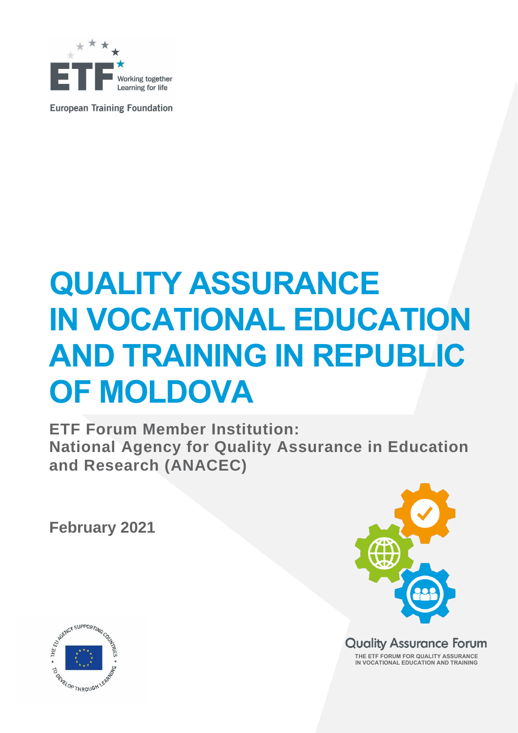European Training Foundation

# QUALITY ASSURANCE IN VOCATIONAL EDUCATION AND TRAINING IN REPUBLIC OF MOLDOVA

**ETF Forum Member Institution:**
**National Agency for Quality Assurance in Education and Research (ANACEC)**

**February 2021**

Quality Assurance Forum

THE ETF FORUM FOR QUALITY ASSURANCE IN VOCATIONAL EDUCATION AND TRAINING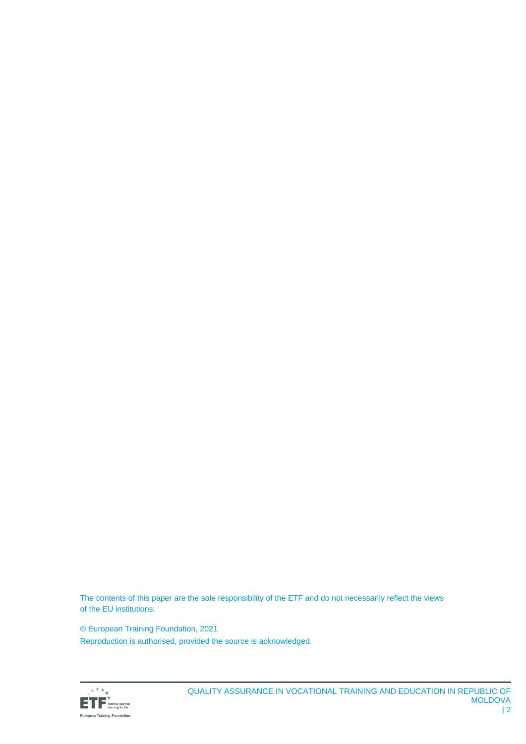The contents of this paper are the sole responsibility of the ETF and do not necessarily reflect the views of the EU institutions.

© European Training Foundation, 2021

Reproduction is authorised, provided the source is acknowledged.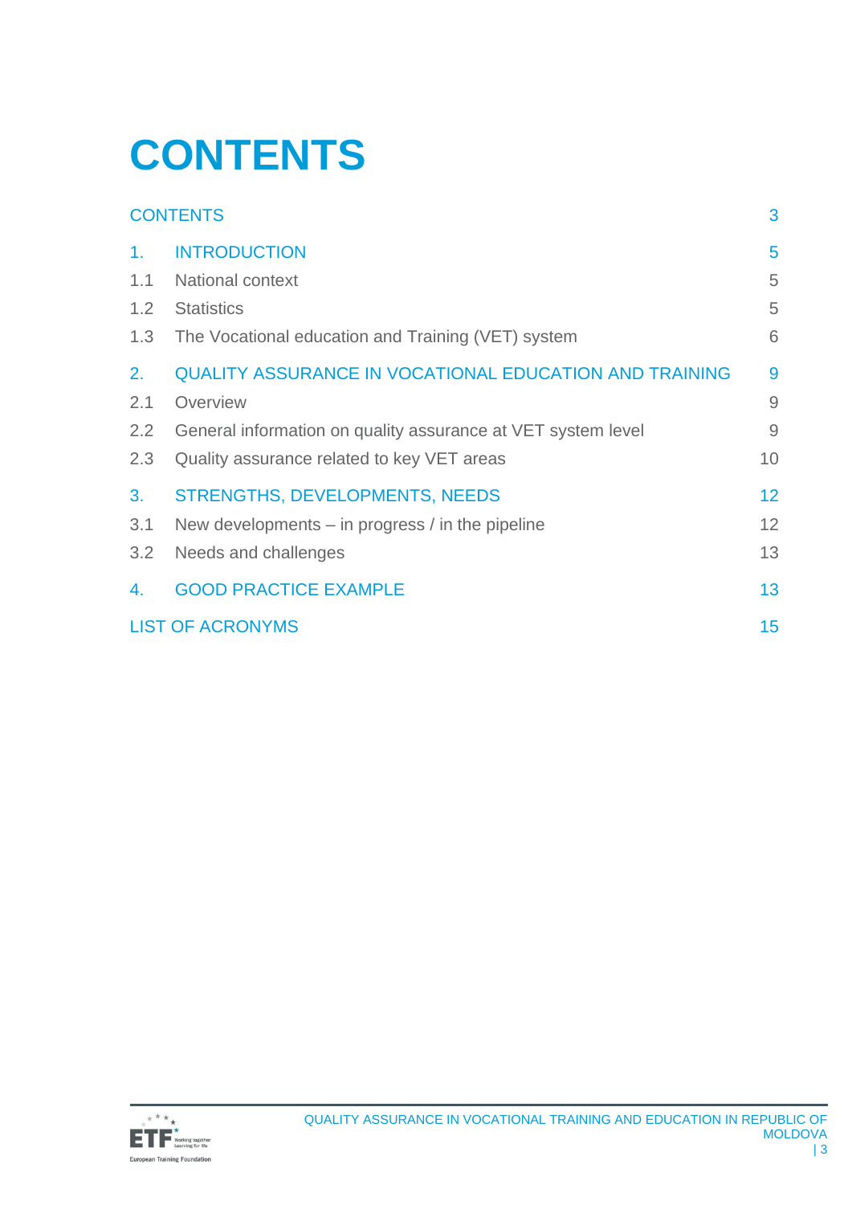# CONTENTS

| | | |
|---|---|---|
| CONTENTS | | 3 |
| 1. | INTRODUCTION | 5 |
| 1.1 | National context | 5 |
| 1.2 | Statistics | 5 |
| 1.3 | The Vocational education and Training (VET) system | 6 |
| 2. | QUALITY ASSURANCE IN VOCATIONAL EDUCATION AND TRAINING | 9 |
| 2.1 | Overview | 9 |
| 2.2 | General information on quality assurance at VET system level | 9 |
| 2.3 | Quality assurance related to key VET areas | 10 |
| 3. | STRENGTHS, DEVELOPMENTS, NEEDS | 12 |
| 3.1 | New developments – in progress / in the pipeline | 12 |
| 3.2 | Needs and challenges | 13 |
| 4. | GOOD PRACTICE EXAMPLE | 13 |
| LIST OF ACRONYMS | | 15 |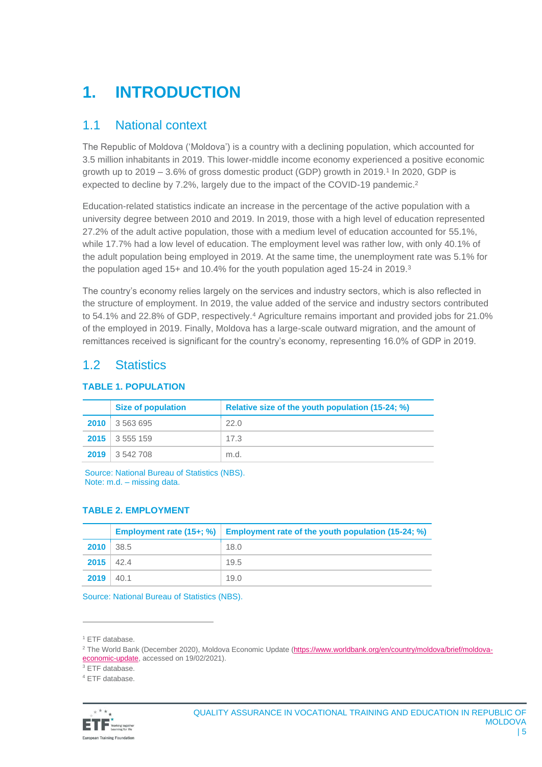# 1. INTRODUCTION

## 1.1 National context

The Republic of Moldova ('Moldova') is a country with a declining population, which accounted for 3.5 million inhabitants in 2019. This lower-middle income economy experienced a positive economic growth up to 2019 – 3.6% of gross domestic product (GDP) growth in 2019.[1] In 2020, GDP is expected to decline by 7.2%, largely due to the impact of the COVID-19 pandemic.[2]

Education-related statistics indicate an increase in the percentage of the active population with a university degree between 2010 and 2019. In 2019, those with a high level of education represented 27.2% of the adult active population, those with a medium level of education accounted for 55.1%, while 17.7% had a low level of education. The employment level was rather low, with only 40.1% of the adult population being employed in 2019. At the same time, the unemployment rate was 5.1% for the population aged 15+ and 10.4% for the youth population aged 15-24 in 2019.[3]

The country's economy relies largely on the services and industry sectors, which is also reflected in the structure of employment. In 2019, the value added of the service and industry sectors contributed to 54.1% and 22.8% of GDP, respectively.[4] Agriculture remains important and provided jobs for 21.0% of the employed in 2019. Finally, Moldova has a large-scale outward migration, and the amount of remittances received is significant for the country's economy, representing 16.0% of GDP in 2019.

## 1.2 Statistics

### TABLE 1. POPULATION

| | Size of population | Relative size of the youth population (15-24; %) |
|---|---|---|
| **2010** | 3 563 695 | 22.0 |
| **2015** | 3 555 159 | 17.3 |
| **2019** | 3 542 708 | m.d. |

Source: National Bureau of Statistics (NBS).
Note: m.d. – missing data.

### TABLE 2. EMPLOYMENT

| | Employment rate (15+; %) | Employment rate of the youth population (15-24; %) |
|---|---|---|
| **2010** | 38.5 | 18.0 |
| **2015** | 42.4 | 19.5 |
| **2019** | 40.1 | 19.0 |

Source: National Bureau of Statistics (NBS).

---

[1] ETF database.

[2] The World Bank (December 2020), Moldova Economic Update (https://www.worldbank.org/en/country/moldova/brief/moldova-economic-update, accessed on 19/02/2021).

[3] ETF database.

[4] ETF database.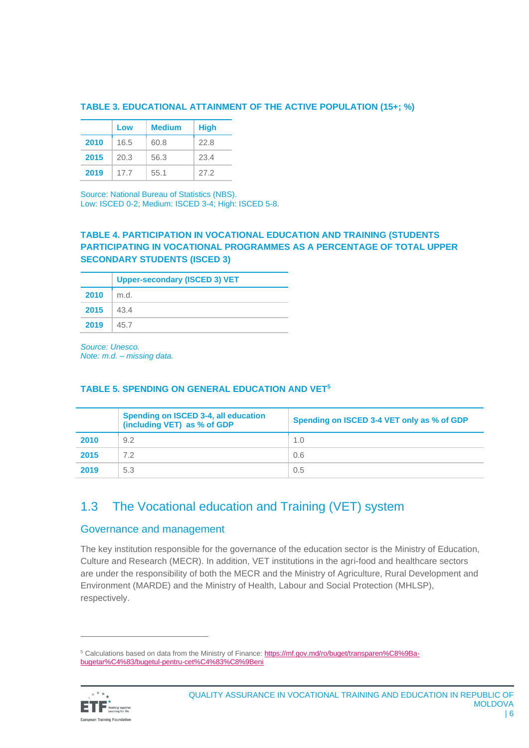**TABLE 3. EDUCATIONAL ATTAINMENT OF THE ACTIVE POPULATION (15+; %)**

| | Low | Medium | High |
|---|---|---|---|
| 2010 | 16.5 | 60.8 | 22.8 |
| 2015 | 20.3 | 56.3 | 23.4 |
| 2019 | 17.7 | 55.1 | 27.2 |

Source: National Bureau of Statistics (NBS).
Low: ISCED 0-2; Medium: ISCED 3-4; High: ISCED 5-8.

**TABLE 4. PARTICIPATION IN VOCATIONAL EDUCATION AND TRAINING (STUDENTS PARTICIPATING IN VOCATIONAL PROGRAMMES AS A PERCENTAGE OF TOTAL UPPER SECONDARY STUDENTS (ISCED 3)**

| | Upper-secondary (ISCED 3) VET |
|---|---|
| 2010 | m.d. |
| 2015 | 43.4 |
| 2019 | 45.7 |

*Source: Unesco.*
*Note: m.d. – missing data.*

**TABLE 5. SPENDING ON GENERAL EDUCATION AND VET[5]**

| | Spending on ISCED 3-4, all education (including VET) as % of GDP | Spending on ISCED 3-4 VET only as % of GDP |
|---|---|---|
| 2010 | 9.2 | 1.0 |
| 2015 | 7.2 | 0.6 |
| 2019 | 5.3 | 0.5 |

## 1.3 The Vocational education and Training (VET) system

### Governance and management

The key institution responsible for the governance of the education sector is the Ministry of Education, Culture and Research (MECR). In addition, VET institutions in the agri-food and healthcare sectors are under the responsibility of both the MECR and the Ministry of Agriculture, Rural Development and Environment (MARDE) and the Ministry of Health, Labour and Social Protection (MHLSP), respectively.

[5] Calculations based on data from the Ministry of Finance: https://mf.gov.md/ro/buget/transparen%C8%9Ba-bugetar%C4%83/bugetul-pentru-cet%C4%83%C8%9Beni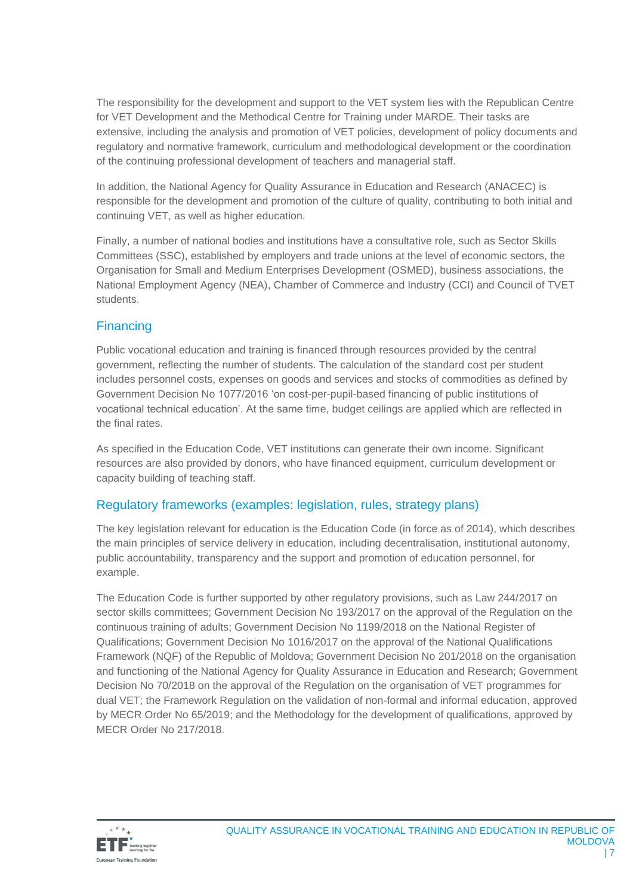The responsibility for the development and support to the VET system lies with the Republican Centre for VET Development and the Methodical Centre for Training under MARDE. Their tasks are extensive, including the analysis and promotion of VET policies, development of policy documents and regulatory and normative framework, curriculum and methodological development or the coordination of the continuing professional development of teachers and managerial staff.

In addition, the National Agency for Quality Assurance in Education and Research (ANACEC) is responsible for the development and promotion of the culture of quality, contributing to both initial and continuing VET, as well as higher education.

Finally, a number of national bodies and institutions have a consultative role, such as Sector Skills Committees (SSC), established by employers and trade unions at the level of economic sectors, the Organisation for Small and Medium Enterprises Development (OSMED), business associations, the National Employment Agency (NEA), Chamber of Commerce and Industry (CCI) and Council of TVET students.

## Financing

Public vocational education and training is financed through resources provided by the central government, reflecting the number of students. The calculation of the standard cost per student includes personnel costs, expenses on goods and services and stocks of commodities as defined by Government Decision No 1077/2016 'on cost-per-pupil-based financing of public institutions of vocational technical education'. At the same time, budget ceilings are applied which are reflected in the final rates.

As specified in the Education Code, VET institutions can generate their own income. Significant resources are also provided by donors, who have financed equipment, curriculum development or capacity building of teaching staff.

## Regulatory frameworks (examples: legislation, rules, strategy plans)

The key legislation relevant for education is the Education Code (in force as of 2014), which describes the main principles of service delivery in education, including decentralisation, institutional autonomy, public accountability, transparency and the support and promotion of education personnel, for example.

The Education Code is further supported by other regulatory provisions, such as Law 244/2017 on sector skills committees; Government Decision No 193/2017 on the approval of the Regulation on the continuous training of adults; Government Decision No 1199/2018 on the National Register of Qualifications; Government Decision No 1016/2017 on the approval of the National Qualifications Framework (NQF) of the Republic of Moldova; Government Decision No 201/2018 on the organisation and functioning of the National Agency for Quality Assurance in Education and Research; Government Decision No 70/2018 on the approval of the Regulation on the organisation of VET programmes for dual VET; the Framework Regulation on the validation of non-formal and informal education, approved by MECR Order No 65/2019; and the Methodology for the development of qualifications, approved by MECR Order No 217/2018.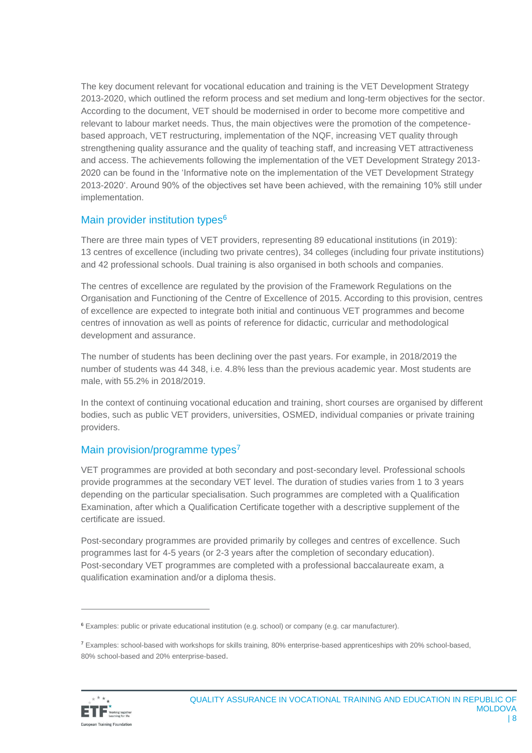The key document relevant for vocational education and training is the VET Development Strategy 2013-2020, which outlined the reform process and set medium and long-term objectives for the sector. According to the document, VET should be modernised in order to become more competitive and relevant to labour market needs. Thus, the main objectives were the promotion of the competence-based approach, VET restructuring, implementation of the NQF, increasing VET quality through strengthening quality assurance and the quality of teaching staff, and increasing VET attractiveness and access. The achievements following the implementation of the VET Development Strategy 2013-2020 can be found in the 'Informative note on the implementation of the VET Development Strategy 2013-2020'. Around 90% of the objectives set have been achieved, with the remaining 10% still under implementation.

## Main provider institution types[6]

There are three main types of VET providers, representing 89 educational institutions (in 2019): 13 centres of excellence (including two private centres), 34 colleges (including four private institutions) and 42 professional schools. Dual training is also organised in both schools and companies.

The centres of excellence are regulated by the provision of the Framework Regulations on the Organisation and Functioning of the Centre of Excellence of 2015. According to this provision, centres of excellence are expected to integrate both initial and continuous VET programmes and become centres of innovation as well as points of reference for didactic, curricular and methodological development and assurance.

The number of students has been declining over the past years. For example, in 2018/2019 the number of students was 44 348, i.e. 4.8% less than the previous academic year. Most students are male, with 55.2% in 2018/2019.

In the context of continuing vocational education and training, short courses are organised by different bodies, such as public VET providers, universities, OSMED, individual companies or private training providers.

## Main provision/programme types[7]

VET programmes are provided at both secondary and post-secondary level. Professional schools provide programmes at the secondary VET level. The duration of studies varies from 1 to 3 years depending on the particular specialisation. Such programmes are completed with a Qualification Examination, after which a Qualification Certificate together with a descriptive supplement of the certificate are issued.

Post-secondary programmes are provided primarily by colleges and centres of excellence. Such programmes last for 4-5 years (or 2-3 years after the completion of secondary education). Post-secondary VET programmes are completed with a professional baccalaureate exam, a qualification examination and/or a diploma thesis.

---

[6] Examples: public or private educational institution (e.g. school) or company (e.g. car manufacturer).

[7] Examples: school-based with workshops for skills training, 80% enterprise-based apprenticeships with 20% school-based, 80% school-based and 20% enterprise-based.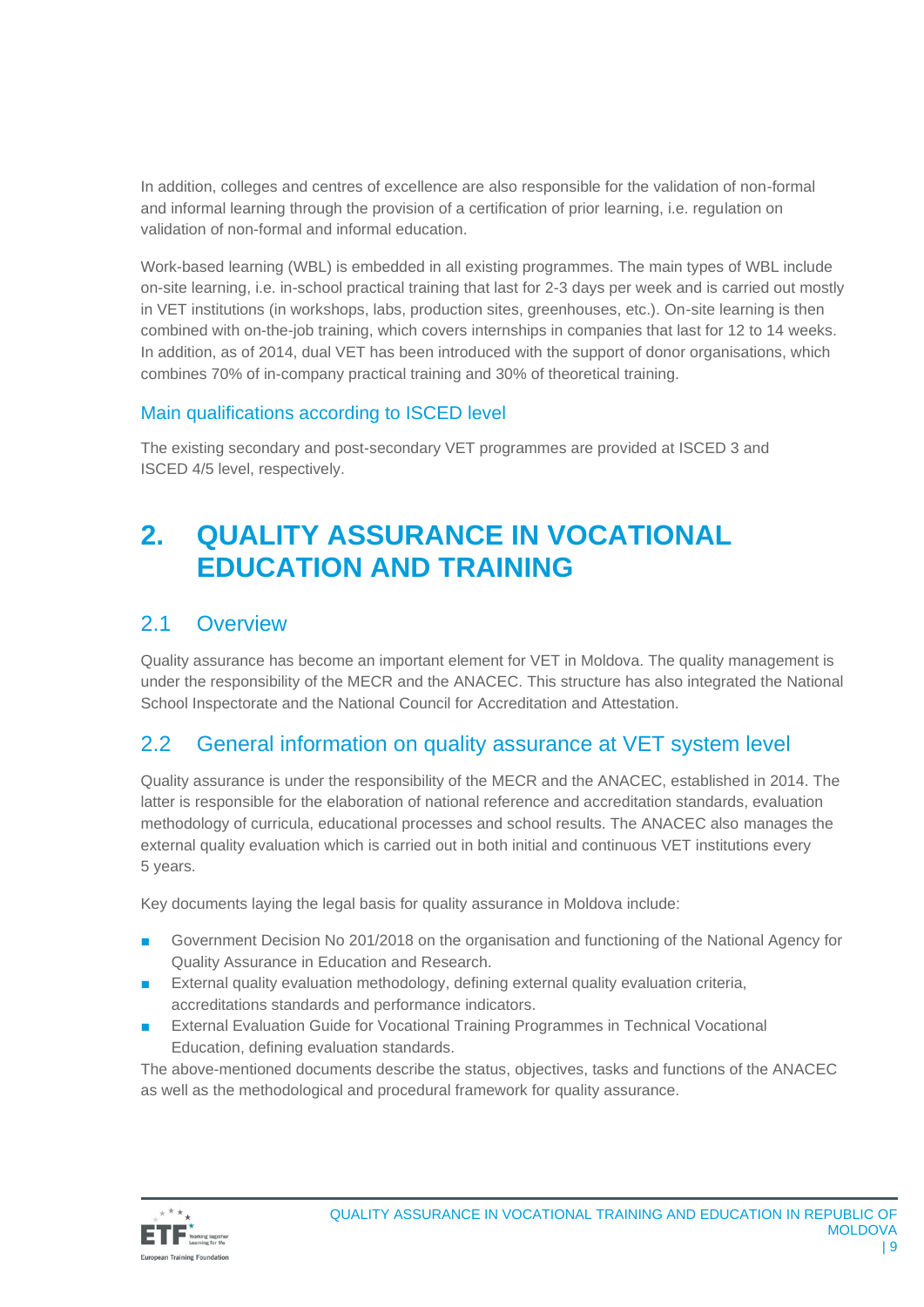In addition, colleges and centres of excellence are also responsible for the validation of non-formal and informal learning through the provision of a certification of prior learning, i.e. regulation on validation of non-formal and informal education.

Work-based learning (WBL) is embedded in all existing programmes. The main types of WBL include on-site learning, i.e. in-school practical training that last for 2-3 days per week and is carried out mostly in VET institutions (in workshops, labs, production sites, greenhouses, etc.). On-site learning is then combined with on-the-job training, which covers internships in companies that last for 12 to 14 weeks. In addition, as of 2014, dual VET has been introduced with the support of donor organisations, which combines 70% of in-company practical training and 30% of theoretical training.

### Main qualifications according to ISCED level

The existing secondary and post-secondary VET programmes are provided at ISCED 3 and ISCED 4/5 level, respectively.

# 2. QUALITY ASSURANCE IN VOCATIONAL EDUCATION AND TRAINING

## 2.1 Overview

Quality assurance has become an important element for VET in Moldova. The quality management is under the responsibility of the MECR and the ANACEC. This structure has also integrated the National School Inspectorate and the National Council for Accreditation and Attestation.

## 2.2 General information on quality assurance at VET system level

Quality assurance is under the responsibility of the MECR and the ANACEC, established in 2014. The latter is responsible for the elaboration of national reference and accreditation standards, evaluation methodology of curricula, educational processes and school results. The ANACEC also manages the external quality evaluation which is carried out in both initial and continuous VET institutions every 5 years.

Key documents laying the legal basis for quality assurance in Moldova include:

- Government Decision No 201/2018 on the organisation and functioning of the National Agency for Quality Assurance in Education and Research.
- External quality evaluation methodology, defining external quality evaluation criteria, accreditations standards and performance indicators.
- External Evaluation Guide for Vocational Training Programmes in Technical Vocational Education, defining evaluation standards.

The above-mentioned documents describe the status, objectives, tasks and functions of the ANACEC as well as the methodological and procedural framework for quality assurance.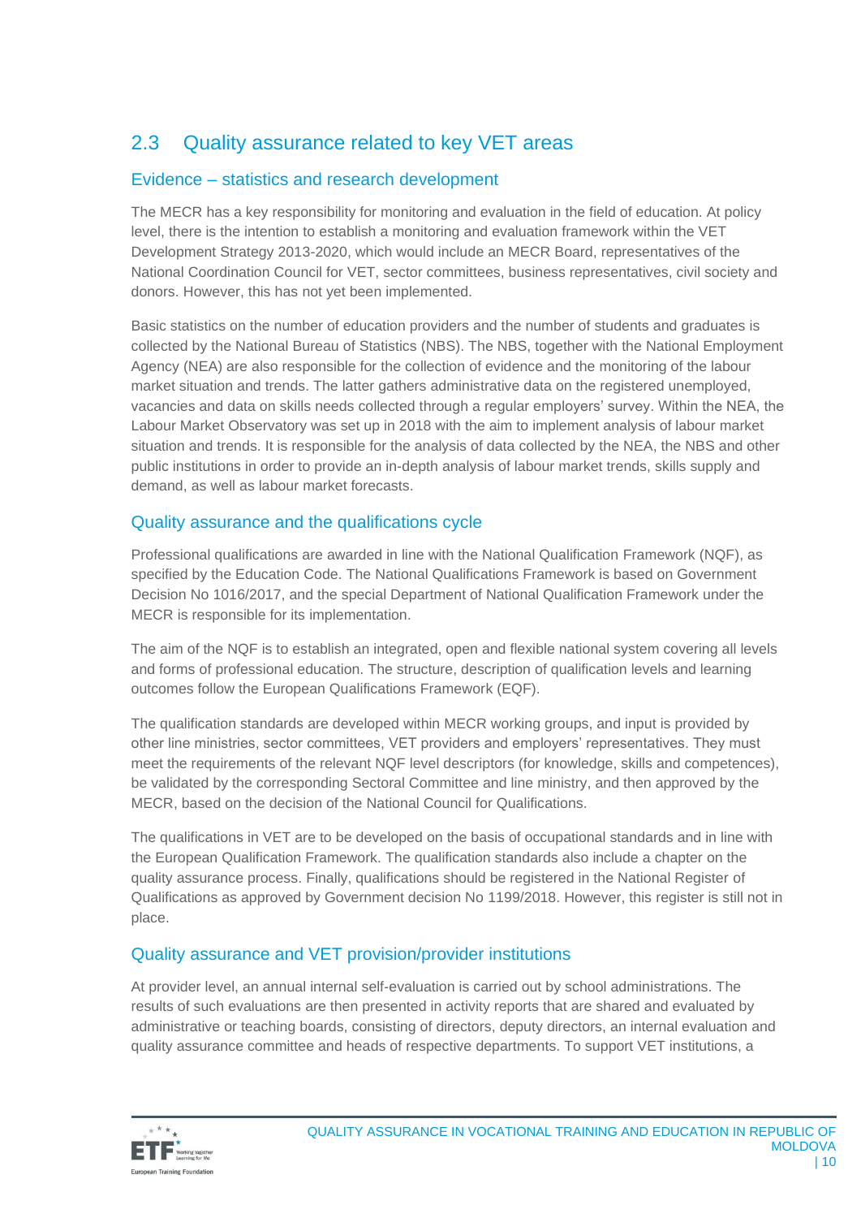## 2.3 Quality assurance related to key VET areas

### Evidence – statistics and research development

The MECR has a key responsibility for monitoring and evaluation in the field of education. At policy level, there is the intention to establish a monitoring and evaluation framework within the VET Development Strategy 2013-2020, which would include an MECR Board, representatives of the National Coordination Council for VET, sector committees, business representatives, civil society and donors. However, this has not yet been implemented.

Basic statistics on the number of education providers and the number of students and graduates is collected by the National Bureau of Statistics (NBS). The NBS, together with the National Employment Agency (NEA) are also responsible for the collection of evidence and the monitoring of the labour market situation and trends. The latter gathers administrative data on the registered unemployed, vacancies and data on skills needs collected through a regular employers' survey. Within the NEA, the Labour Market Observatory was set up in 2018 with the aim to implement analysis of labour market situation and trends. It is responsible for the analysis of data collected by the NEA, the NBS and other public institutions in order to provide an in-depth analysis of labour market trends, skills supply and demand, as well as labour market forecasts.

### Quality assurance and the qualifications cycle

Professional qualifications are awarded in line with the National Qualification Framework (NQF), as specified by the Education Code. The National Qualifications Framework is based on Government Decision No 1016/2017, and the special Department of National Qualification Framework under the MECR is responsible for its implementation.

The aim of the NQF is to establish an integrated, open and flexible national system covering all levels and forms of professional education. The structure, description of qualification levels and learning outcomes follow the European Qualifications Framework (EQF).

The qualification standards are developed within MECR working groups, and input is provided by other line ministries, sector committees, VET providers and employers' representatives. They must meet the requirements of the relevant NQF level descriptors (for knowledge, skills and competences), be validated by the corresponding Sectoral Committee and line ministry, and then approved by the MECR, based on the decision of the National Council for Qualifications.

The qualifications in VET are to be developed on the basis of occupational standards and in line with the European Qualification Framework. The qualification standards also include a chapter on the quality assurance process. Finally, qualifications should be registered in the National Register of Qualifications as approved by Government decision No 1199/2018. However, this register is still not in place.

### Quality assurance and VET provision/provider institutions

At provider level, an annual internal self-evaluation is carried out by school administrations. The results of such evaluations are then presented in activity reports that are shared and evaluated by administrative or teaching boards, consisting of directors, deputy directors, an internal evaluation and quality assurance committee and heads of respective departments. To support VET institutions, a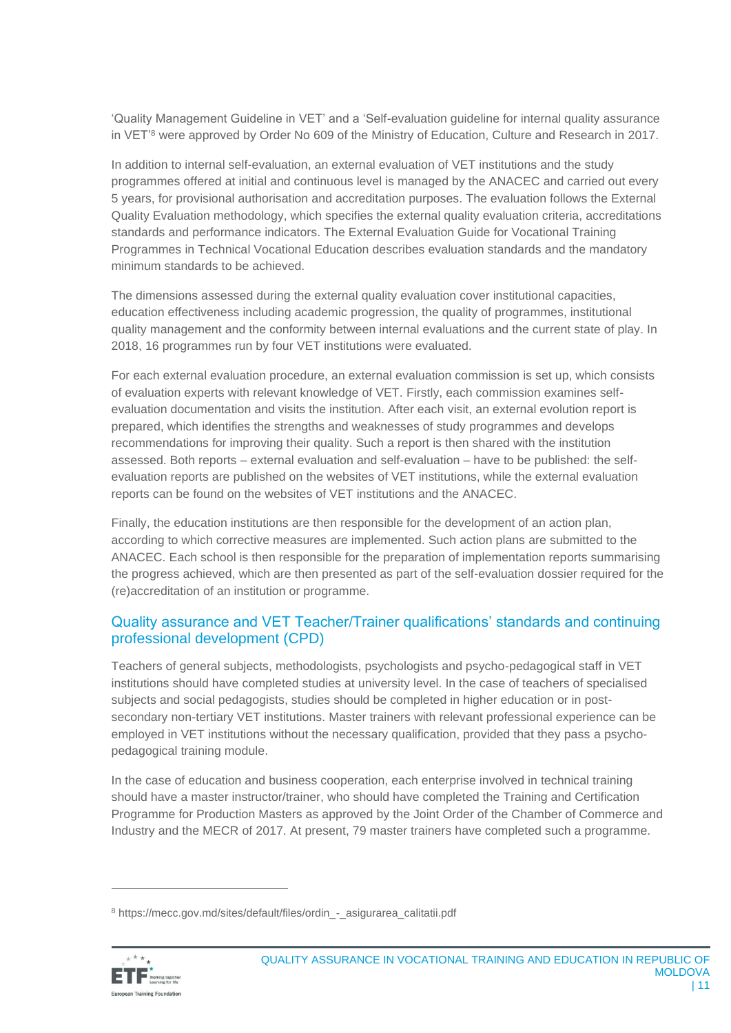'Quality Management Guideline in VET' and a 'Self-evaluation guideline for internal quality assurance in VET'[8] were approved by Order No 609 of the Ministry of Education, Culture and Research in 2017.

In addition to internal self-evaluation, an external evaluation of VET institutions and the study programmes offered at initial and continuous level is managed by the ANACEC and carried out every 5 years, for provisional authorisation and accreditation purposes. The evaluation follows the External Quality Evaluation methodology, which specifies the external quality evaluation criteria, accreditations standards and performance indicators. The External Evaluation Guide for Vocational Training Programmes in Technical Vocational Education describes evaluation standards and the mandatory minimum standards to be achieved.

The dimensions assessed during the external quality evaluation cover institutional capacities, education effectiveness including academic progression, the quality of programmes, institutional quality management and the conformity between internal evaluations and the current state of play. In 2018, 16 programmes run by four VET institutions were evaluated.

For each external evaluation procedure, an external evaluation commission is set up, which consists of evaluation experts with relevant knowledge of VET. Firstly, each commission examines self-evaluation documentation and visits the institution. After each visit, an external evolution report is prepared, which identifies the strengths and weaknesses of study programmes and develops recommendations for improving their quality. Such a report is then shared with the institution assessed. Both reports – external evaluation and self-evaluation – have to be published: the self-evaluation reports are published on the websites of VET institutions, while the external evaluation reports can be found on the websites of VET institutions and the ANACEC.

Finally, the education institutions are then responsible for the development of an action plan, according to which corrective measures are implemented. Such action plans are submitted to the ANACEC. Each school is then responsible for the preparation of implementation reports summarising the progress achieved, which are then presented as part of the self-evaluation dossier required for the (re)accreditation of an institution or programme.

## Quality assurance and VET Teacher/Trainer qualifications' standards and continuing professional development (CPD)

Teachers of general subjects, methodologists, psychologists and psycho-pedagogical staff in VET institutions should have completed studies at university level. In the case of teachers of specialised subjects and social pedagogists, studies should be completed in higher education or in post-secondary non-tertiary VET institutions. Master trainers with relevant professional experience can be employed in VET institutions without the necessary qualification, provided that they pass a psycho-pedagogical training module.

In the case of education and business cooperation, each enterprise involved in technical training should have a master instructor/trainer, who should have completed the Training and Certification Programme for Production Masters as approved by the Joint Order of the Chamber of Commerce and Industry and the MECR of 2017. At present, 79 master trainers have completed such a programme.

[8] https://mecc.gov.md/sites/default/files/ordin_-_asigurarea_calitatii.pdf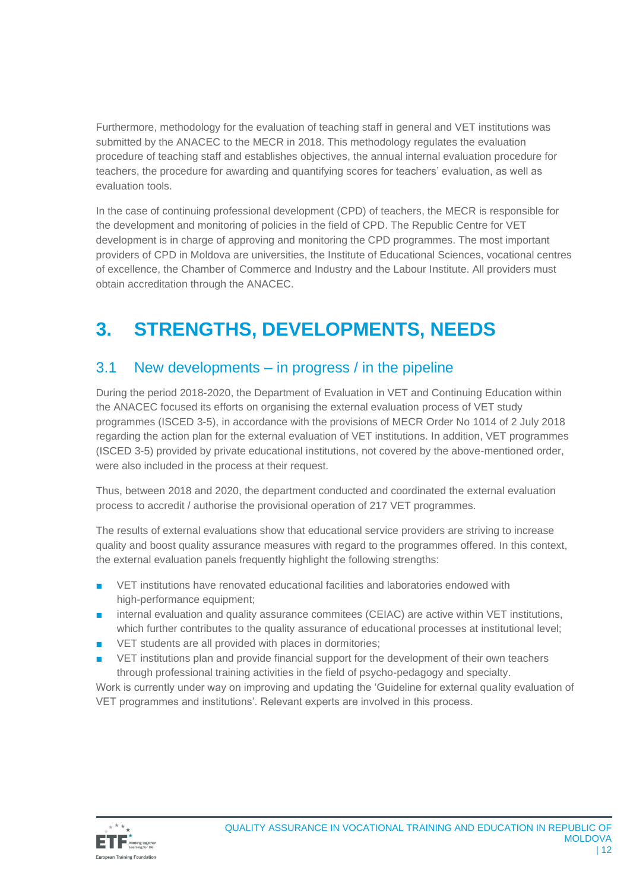Furthermore, methodology for the evaluation of teaching staff in general and VET institutions was submitted by the ANACEC to the MECR in 2018. This methodology regulates the evaluation procedure of teaching staff and establishes objectives, the annual internal evaluation procedure for teachers, the procedure for awarding and quantifying scores for teachers' evaluation, as well as evaluation tools.

In the case of continuing professional development (CPD) of teachers, the MECR is responsible for the development and monitoring of policies in the field of CPD. The Republic Centre for VET development is in charge of approving and monitoring the CPD programmes. The most important providers of CPD in Moldova are universities, the Institute of Educational Sciences, vocational centres of excellence, the Chamber of Commerce and Industry and the Labour Institute. All providers must obtain accreditation through the ANACEC.

# 3. STRENGTHS, DEVELOPMENTS, NEEDS

## 3.1 New developments – in progress / in the pipeline

During the period 2018-2020, the Department of Evaluation in VET and Continuing Education within the ANACEC focused its efforts on organising the external evaluation process of VET study programmes (ISCED 3-5), in accordance with the provisions of MECR Order No 1014 of 2 July 2018 regarding the action plan for the external evaluation of VET institutions. In addition, VET programmes (ISCED 3-5) provided by private educational institutions, not covered by the above-mentioned order, were also included in the process at their request.

Thus, between 2018 and 2020, the department conducted and coordinated the external evaluation process to accredit / authorise the provisional operation of 217 VET programmes.

The results of external evaluations show that educational service providers are striving to increase quality and boost quality assurance measures with regard to the programmes offered. In this context, the external evaluation panels frequently highlight the following strengths:

- VET institutions have renovated educational facilities and laboratories endowed with high-performance equipment;
- internal evaluation and quality assurance commitees (CEIAC) are active within VET institutions, which further contributes to the quality assurance of educational processes at institutional level;
- VET students are all provided with places in dormitories;
- VET institutions plan and provide financial support for the development of their own teachers through professional training activities in the field of psycho-pedagogy and specialty.

Work is currently under way on improving and updating the 'Guideline for external quality evaluation of VET programmes and institutions'. Relevant experts are involved in this process.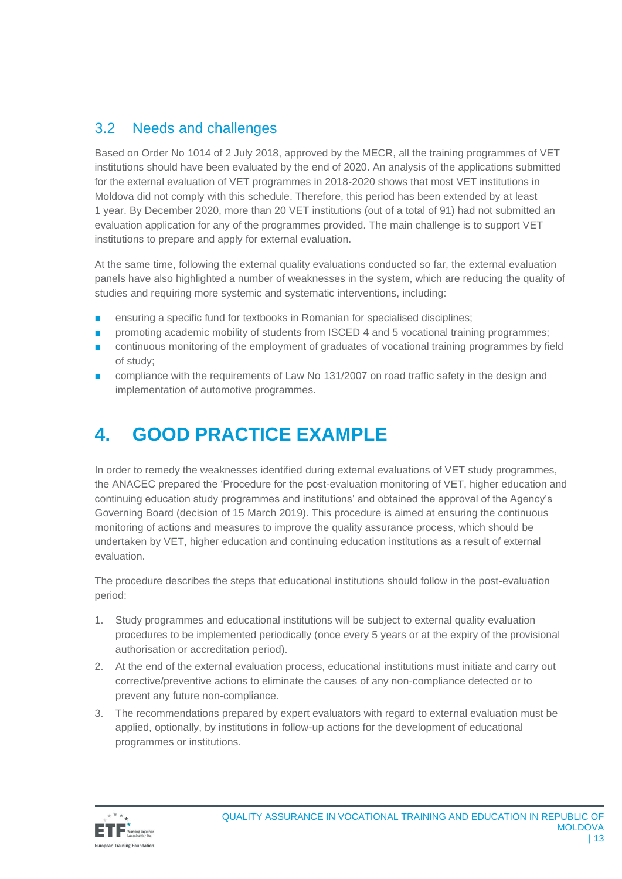## 3.2 Needs and challenges

Based on Order No 1014 of 2 July 2018, approved by the MECR, all the training programmes of VET institutions should have been evaluated by the end of 2020. An analysis of the applications submitted for the external evaluation of VET programmes in 2018-2020 shows that most VET institutions in Moldova did not comply with this schedule. Therefore, this period has been extended by at least 1 year. By December 2020, more than 20 VET institutions (out of a total of 91) had not submitted an evaluation application for any of the programmes provided. The main challenge is to support VET institutions to prepare and apply for external evaluation.

At the same time, following the external quality evaluations conducted so far, the external evaluation panels have also highlighted a number of weaknesses in the system, which are reducing the quality of studies and requiring more systemic and systematic interventions, including:

- ensuring a specific fund for textbooks in Romanian for specialised disciplines;
- promoting academic mobility of students from ISCED 4 and 5 vocational training programmes;
- continuous monitoring of the employment of graduates of vocational training programmes by field of study;
- compliance with the requirements of Law No 131/2007 on road traffic safety in the design and implementation of automotive programmes.

# 4. GOOD PRACTICE EXAMPLE

In order to remedy the weaknesses identified during external evaluations of VET study programmes, the ANACEC prepared the 'Procedure for the post-evaluation monitoring of VET, higher education and continuing education study programmes and institutions' and obtained the approval of the Agency's Governing Board (decision of 15 March 2019). This procedure is aimed at ensuring the continuous monitoring of actions and measures to improve the quality assurance process, which should be undertaken by VET, higher education and continuing education institutions as a result of external evaluation.

The procedure describes the steps that educational institutions should follow in the post-evaluation period:

1. Study programmes and educational institutions will be subject to external quality evaluation procedures to be implemented periodically (once every 5 years or at the expiry of the provisional authorisation or accreditation period).
2. At the end of the external evaluation process, educational institutions must initiate and carry out corrective/preventive actions to eliminate the causes of any non-compliance detected or to prevent any future non-compliance.
3. The recommendations prepared by expert evaluators with regard to external evaluation must be applied, optionally, by institutions in follow-up actions for the development of educational programmes or institutions.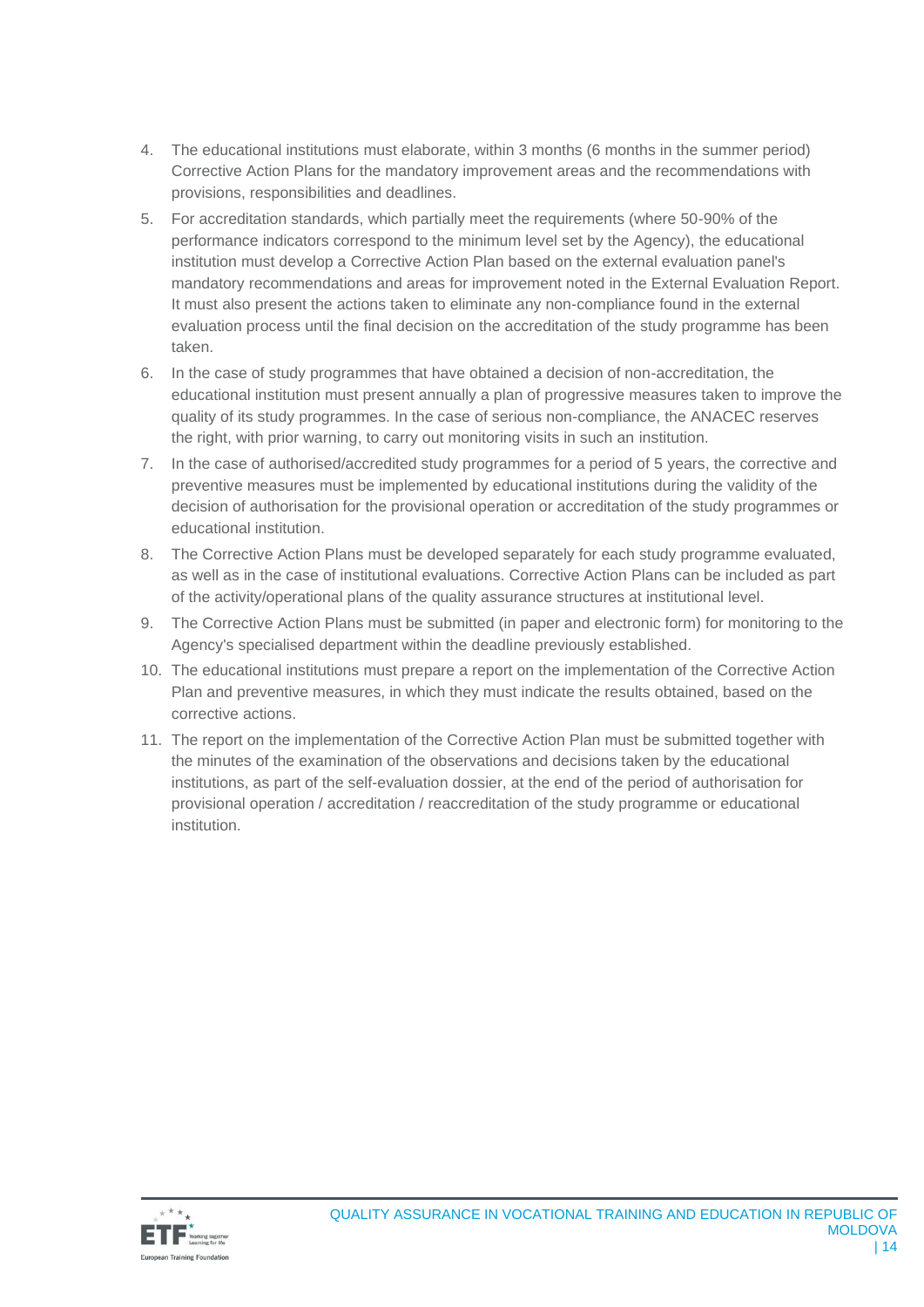4. The educational institutions must elaborate, within 3 months (6 months in the summer period) Corrective Action Plans for the mandatory improvement areas and the recommendations with provisions, responsibilities and deadlines.
5. For accreditation standards, which partially meet the requirements (where 50-90% of the performance indicators correspond to the minimum level set by the Agency), the educational institution must develop a Corrective Action Plan based on the external evaluation panel's mandatory recommendations and areas for improvement noted in the External Evaluation Report. It must also present the actions taken to eliminate any non-compliance found in the external evaluation process until the final decision on the accreditation of the study programme has been taken.
6. In the case of study programmes that have obtained a decision of non-accreditation, the educational institution must present annually a plan of progressive measures taken to improve the quality of its study programmes. In the case of serious non-compliance, the ANACEC reserves the right, with prior warning, to carry out monitoring visits in such an institution.
7. In the case of authorised/accredited study programmes for a period of 5 years, the corrective and preventive measures must be implemented by educational institutions during the validity of the decision of authorisation for the provisional operation or accreditation of the study programmes or educational institution.
8. The Corrective Action Plans must be developed separately for each study programme evaluated, as well as in the case of institutional evaluations. Corrective Action Plans can be included as part of the activity/operational plans of the quality assurance structures at institutional level.
9. The Corrective Action Plans must be submitted (in paper and electronic form) for monitoring to the Agency's specialised department within the deadline previously established.
10. The educational institutions must prepare a report on the implementation of the Corrective Action Plan and preventive measures, in which they must indicate the results obtained, based on the corrective actions.
11. The report on the implementation of the Corrective Action Plan must be submitted together with the minutes of the examination of the observations and decisions taken by the educational institutions, as part of the self-evaluation dossier, at the end of the period of authorisation for provisional operation / accreditation / reaccreditation of the study programme or educational institution.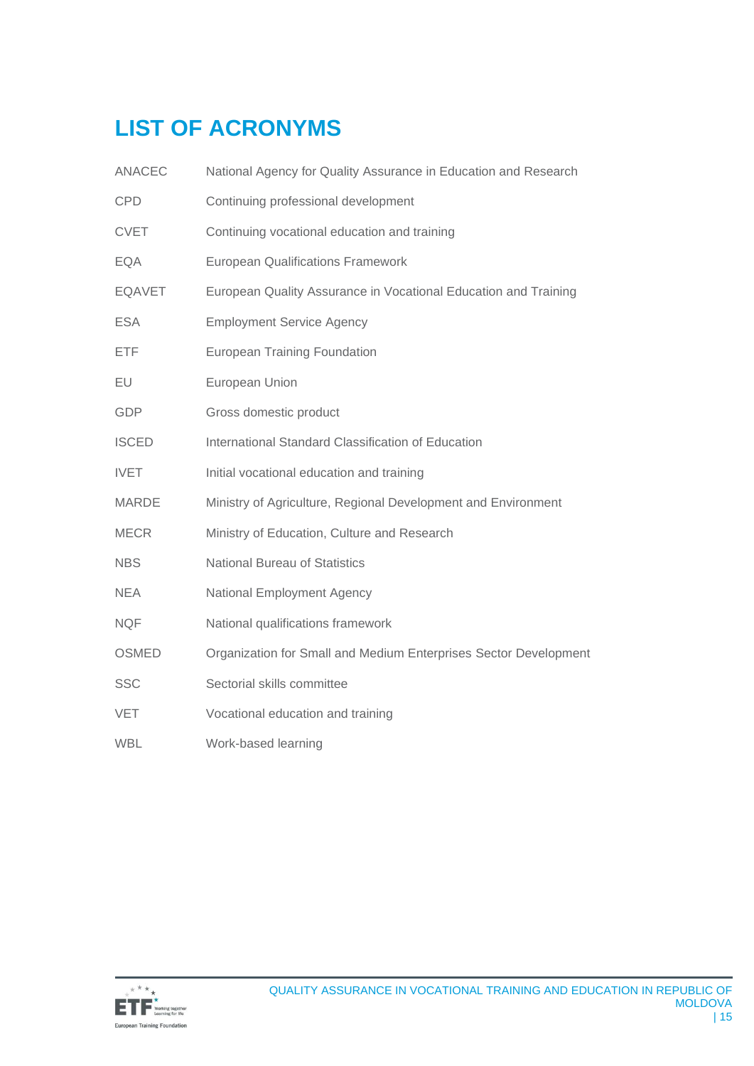# LIST OF ACRONYMS

| | |
|---|---|
| ANACEC | National Agency for Quality Assurance in Education and Research |
| CPD | Continuing professional development |
| CVET | Continuing vocational education and training |
| EQA | European Qualifications Framework |
| EQAVET | European Quality Assurance in Vocational Education and Training |
| ESA | Employment Service Agency |
| ETF | European Training Foundation |
| EU | European Union |
| GDP | Gross domestic product |
| ISCED | International Standard Classification of Education |
| IVET | Initial vocational education and training |
| MARDE | Ministry of Agriculture, Regional Development and Environment |
| MECR | Ministry of Education, Culture and Research |
| NBS | National Bureau of Statistics |
| NEA | National Employment Agency |
| NQF | National qualifications framework |
| OSMED | Organization for Small and Medium Enterprises Sector Development |
| SSC | Sectorial skills committee |
| VET | Vocational education and training |
| WBL | Work-based learning |